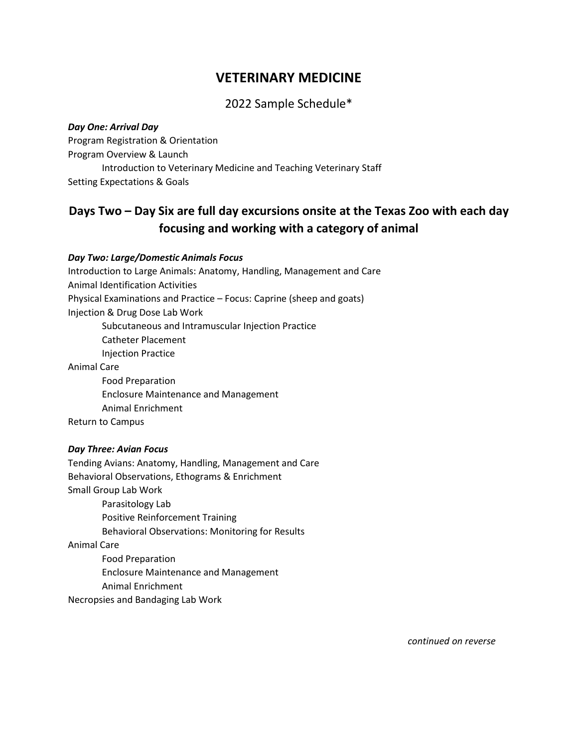# VETERINARY MEDICINE

2022 Sample Schedule*

***Day One: Arrival Day***

Program Registration & Orientation

Program Overview & Launch

- Introduction to Veterinary Medicine and Teaching Veterinary Staff

Setting Expectations & Goals

## Days Two – Day Six are full day excursions onsite at the Texas Zoo with each day focusing and working with a category of animal

***Day Two: Large/Domestic Animals Focus***

Introduction to Large Animals: Anatomy, Handling, Management and Care

Animal Identification Activities

Physical Examinations and Practice – Focus: Caprine (sheep and goats)

Injection & Drug Dose Lab Work

- Subcutaneous and Intramuscular Injection Practice
- Catheter Placement
- Injection Practice

Animal Care

- Food Preparation
- Enclosure Maintenance and Management
- Animal Enrichment

Return to Campus

***Day Three: Avian Focus***

Tending Avians: Anatomy, Handling, Management and Care

Behavioral Observations, Ethograms & Enrichment

Small Group Lab Work

- Parasitology Lab
- Positive Reinforcement Training
- Behavioral Observations: Monitoring for Results

Animal Care

- Food Preparation
- Enclosure Maintenance and Management
- Animal Enrichment

Necropsies and Bandaging Lab Work

*continued on reverse*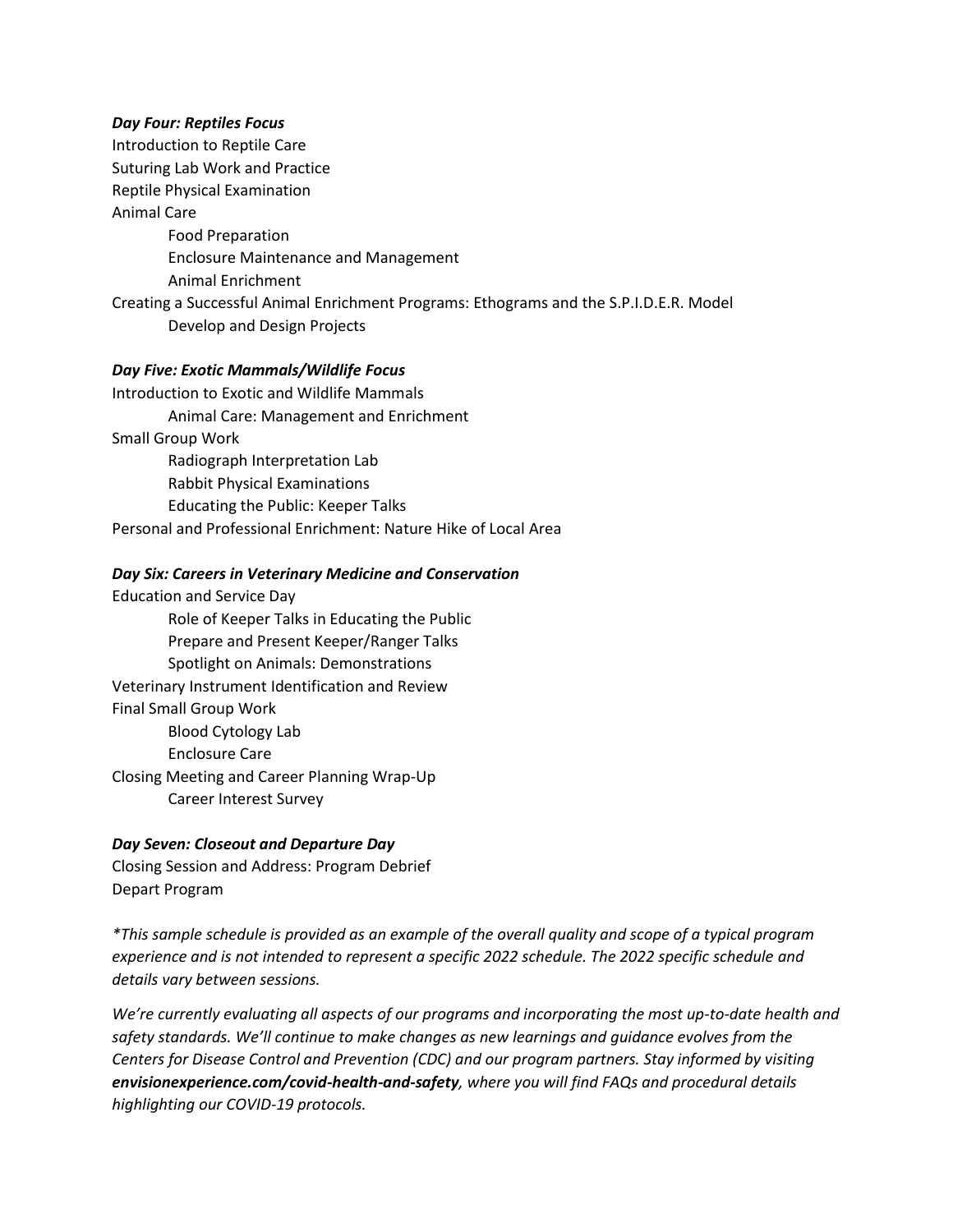***Day Four: Reptiles Focus***

Introduction to Reptile Care
Suturing Lab Work and Practice
Reptile Physical Examination
Animal Care

- Food Preparation
- Enclosure Maintenance and Management
- Animal Enrichment

Creating a Successful Animal Enrichment Programs: Ethograms and the S.P.I.D.E.R. Model

- Develop and Design Projects

***Day Five: Exotic Mammals/Wildlife Focus***

Introduction to Exotic and Wildlife Mammals

- Animal Care: Management and Enrichment

Small Group Work

- Radiograph Interpretation Lab
- Rabbit Physical Examinations
- Educating the Public: Keeper Talks

Personal and Professional Enrichment: Nature Hike of Local Area

***Day Six: Careers in Veterinary Medicine and Conservation***

Education and Service Day

- Role of Keeper Talks in Educating the Public
- Prepare and Present Keeper/Ranger Talks
- Spotlight on Animals: Demonstrations

Veterinary Instrument Identification and Review
Final Small Group Work

- Blood Cytology Lab
- Enclosure Care

Closing Meeting and Career Planning Wrap-Up

- Career Interest Survey

***Day Seven: Closeout and Departure Day***

Closing Session and Address: Program Debrief
Depart Program

*\*This sample schedule is provided as an example of the overall quality and scope of a typical program experience and is not intended to represent a specific 2022 schedule. The 2022 specific schedule and details vary between sessions.*

*We're currently evaluating all aspects of our programs and incorporating the most up-to-date health and safety standards. We'll continue to make changes as new learnings and guidance evolves from the Centers for Disease Control and Prevention (CDC) and our program partners. Stay informed by visiting* ***envisionexperience.com/covid-health-and-safety****, where you will find FAQs and procedural details highlighting our COVID-19 protocols.*